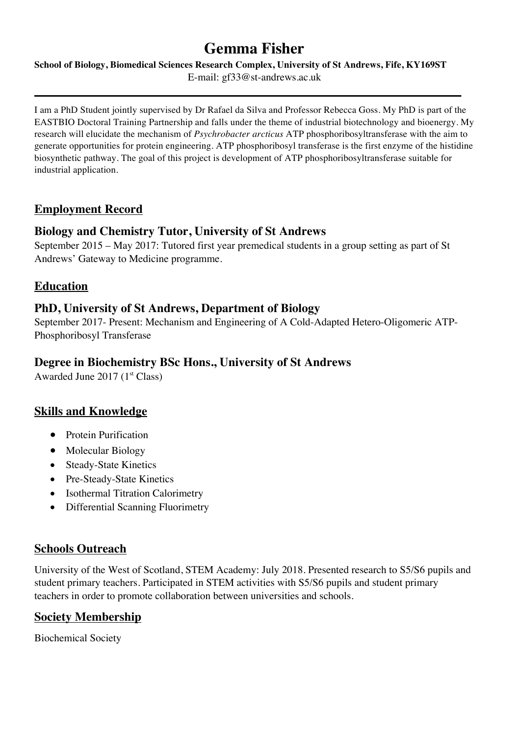# Gemma Fisher

**School of Biology, Biomedical Sciences Research Complex, University of St Andrews, Fife, KY169ST**

E-mail: gf33@st-andrews.ac.uk

---

I am a PhD Student jointly supervised by Dr Rafael da Silva and Professor Rebecca Goss. My PhD is part of the EASTBIO Doctoral Training Partnership and falls under the theme of industrial biotechnology and bioenergy. My research will elucidate the mechanism of *Psychrobacter arcticus* ATP phosphoribosyltransferase with the aim to generate opportunities for protein engineering. ATP phosphoribosyl transferase is the first enzyme of the histidine biosynthetic pathway. The goal of this project is development of ATP phosphoribosyltransferase suitable for industrial application.

## Employment Record

### Biology and Chemistry Tutor, University of St Andrews

September 2015 – May 2017: Tutored first year premedical students in a group setting as part of St Andrews' Gateway to Medicine programme.

## Education

### PhD, University of St Andrews, Department of Biology

September 2017- Present: Mechanism and Engineering of A Cold-Adapted Hetero-Oligomeric ATP-Phosphoribosyl Transferase

### Degree in Biochemistry BSc Hons., University of St Andrews

Awarded June 2017 (1st Class)

## Skills and Knowledge

- Protein Purification
- Molecular Biology
- Steady-State Kinetics
- Pre-Steady-State Kinetics
- Isothermal Titration Calorimetry
- Differential Scanning Fluorimetry

## Schools Outreach

University of the West of Scotland, STEM Academy: July 2018. Presented research to S5/S6 pupils and student primary teachers. Participated in STEM activities with S5/S6 pupils and student primary teachers in order to promote collaboration between universities and schools.

## Society Membership

Biochemical Society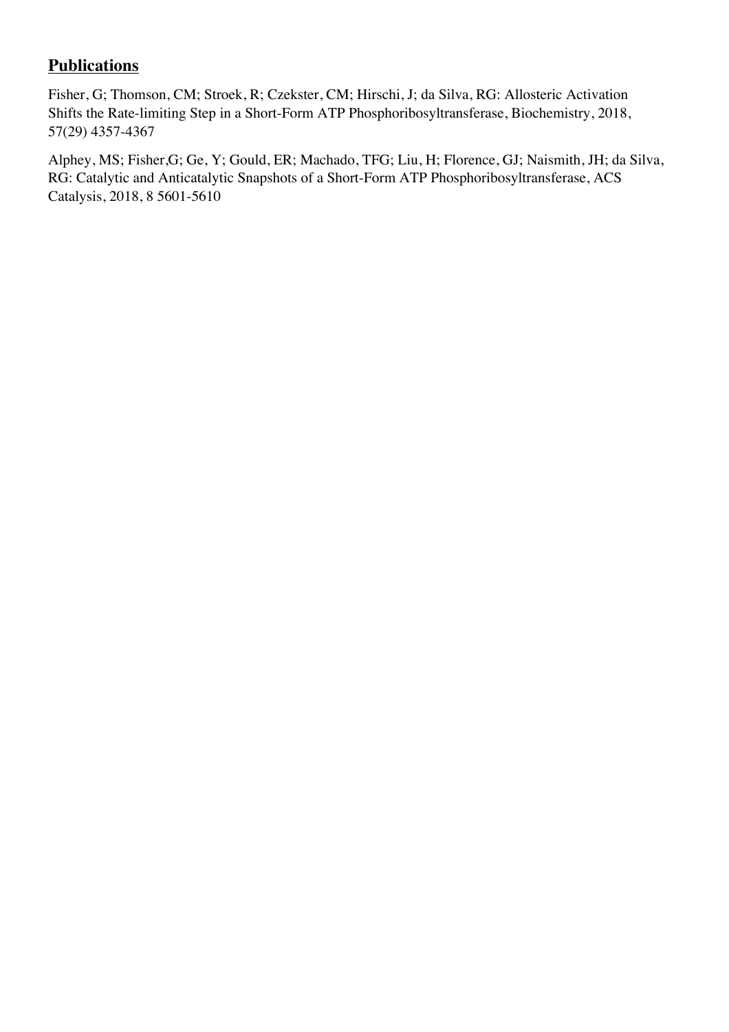## **Publications**

Fisher, G; Thomson, CM; Stroek, R; Czekster, CM; Hirschi, J; da Silva, RG: Allosteric Activation Shifts the Rate-limiting Step in a Short-Form ATP Phosphoribosyltransferase, Biochemistry, 2018, 57(29) 4357-4367

Alphey, MS; Fisher,G; Ge, Y; Gould, ER; Machado, TFG; Liu, H; Florence, GJ; Naismith, JH; da Silva, RG: Catalytic and Anticatalytic Snapshots of a Short-Form ATP Phosphoribosyltransferase, ACS Catalysis, 2018, 8 5601-5610